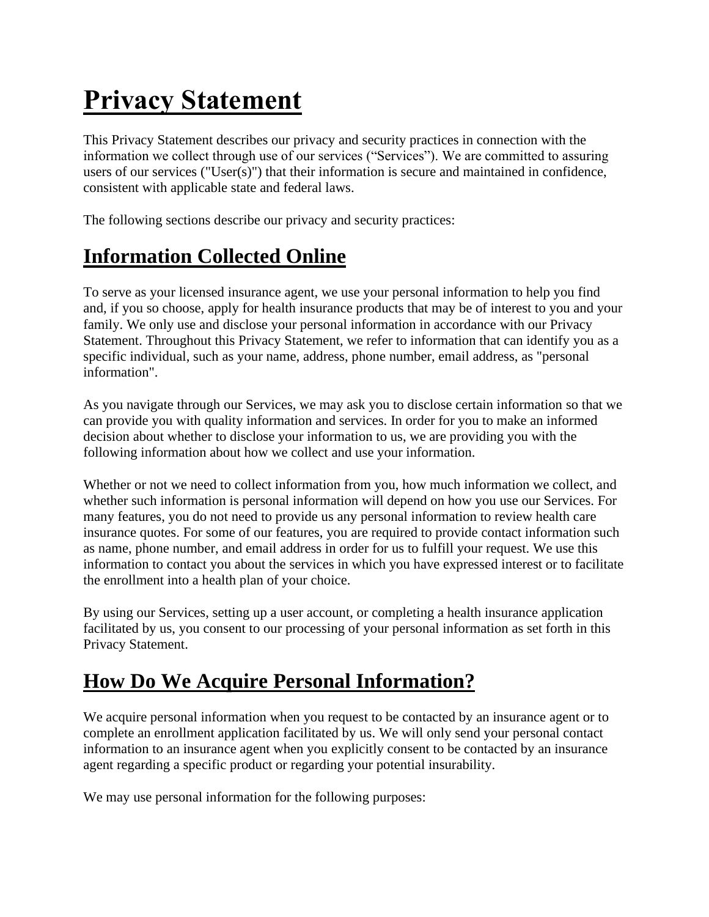# Privacy Statement

This Privacy Statement describes our privacy and security practices in connection with the information we collect through use of our services ("Services"). We are committed to assuring users of our services ("User(s)") that their information is secure and maintained in confidence, consistent with applicable state and federal laws.

The following sections describe our privacy and security practices:

## Information Collected Online

To serve as your licensed insurance agent, we use your personal information to help you find and, if you so choose, apply for health insurance products that may be of interest to you and your family. We only use and disclose your personal information in accordance with our Privacy Statement. Throughout this Privacy Statement, we refer to information that can identify you as a specific individual, such as your name, address, phone number, email address, as "personal information".

As you navigate through our Services, we may ask you to disclose certain information so that we can provide you with quality information and services. In order for you to make an informed decision about whether to disclose your information to us, we are providing you with the following information about how we collect and use your information.

Whether or not we need to collect information from you, how much information we collect, and whether such information is personal information will depend on how you use our Services. For many features, you do not need to provide us any personal information to review health care insurance quotes. For some of our features, you are required to provide contact information such as name, phone number, and email address in order for us to fulfill your request. We use this information to contact you about the services in which you have expressed interest or to facilitate the enrollment into a health plan of your choice.

By using our Services, setting up a user account, or completing a health insurance application facilitated by us, you consent to our processing of your personal information as set forth in this Privacy Statement.

## How Do We Acquire Personal Information?

We acquire personal information when you request to be contacted by an insurance agent or to complete an enrollment application facilitated by us. We will only send your personal contact information to an insurance agent when you explicitly consent to be contacted by an insurance agent regarding a specific product or regarding your potential insurability.

We may use personal information for the following purposes: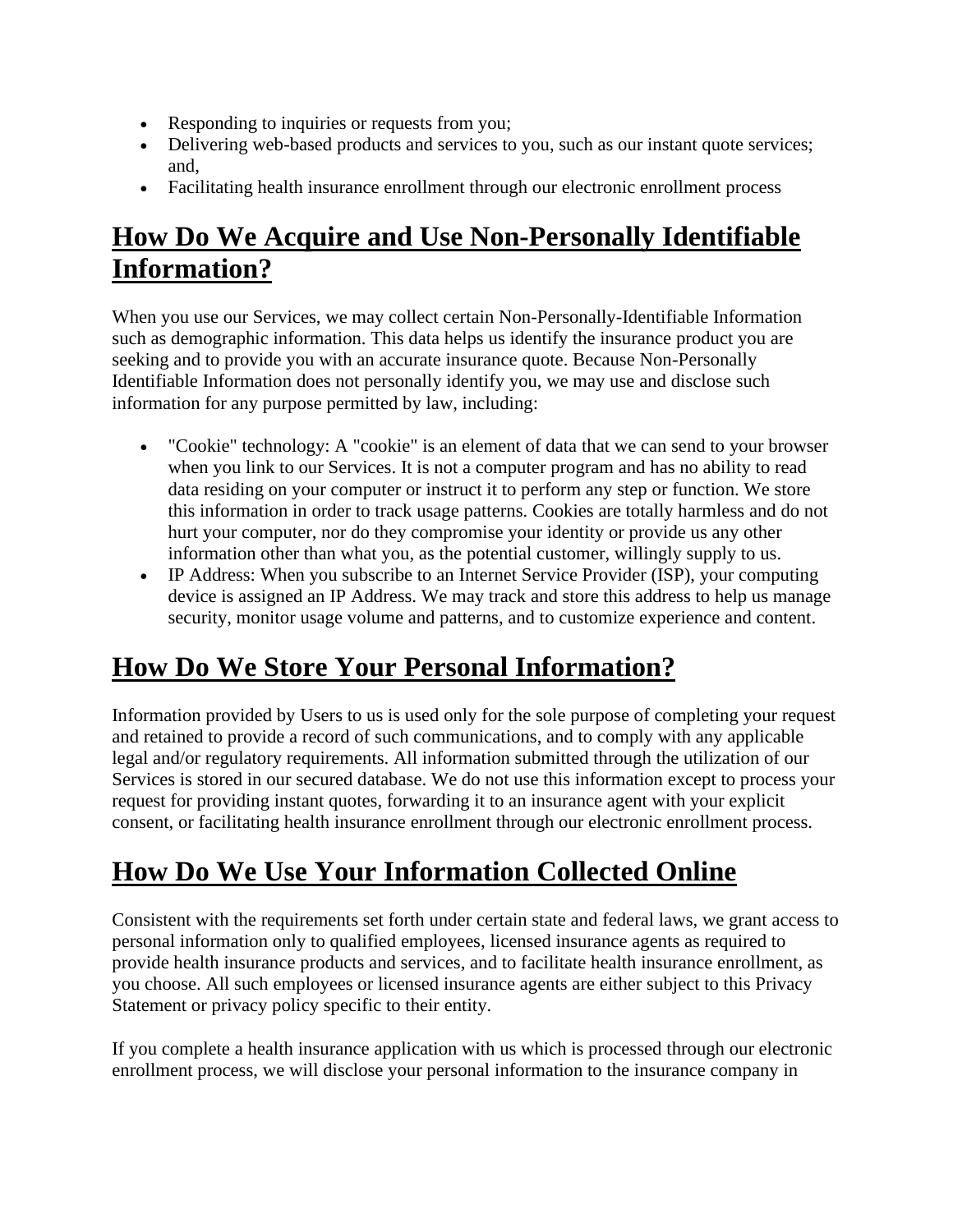- Responding to inquiries or requests from you;
- Delivering web-based products and services to you, such as our instant quote services; and,
- Facilitating health insurance enrollment through our electronic enrollment process

## How Do We Acquire and Use Non-Personally Identifiable Information?

When you use our Services, we may collect certain Non-Personally-Identifiable Information such as demographic information. This data helps us identify the insurance product you are seeking and to provide you with an accurate insurance quote. Because Non-Personally Identifiable Information does not personally identify you, we may use and disclose such information for any purpose permitted by law, including:

- "Cookie" technology: A "cookie" is an element of data that we can send to your browser when you link to our Services. It is not a computer program and has no ability to read data residing on your computer or instruct it to perform any step or function. We store this information in order to track usage patterns. Cookies are totally harmless and do not hurt your computer, nor do they compromise your identity or provide us any other information other than what you, as the potential customer, willingly supply to us.
- IP Address: When you subscribe to an Internet Service Provider (ISP), your computing device is assigned an IP Address. We may track and store this address to help us manage security, monitor usage volume and patterns, and to customize experience and content.

## How Do We Store Your Personal Information?

Information provided by Users to us is used only for the sole purpose of completing your request and retained to provide a record of such communications, and to comply with any applicable legal and/or regulatory requirements. All information submitted through the utilization of our Services is stored in our secured database. We do not use this information except to process your request for providing instant quotes, forwarding it to an insurance agent with your explicit consent, or facilitating health insurance enrollment through our electronic enrollment process.

## How Do We Use Your Information Collected Online

Consistent with the requirements set forth under certain state and federal laws, we grant access to personal information only to qualified employees, licensed insurance agents as required to provide health insurance products and services, and to facilitate health insurance enrollment, as you choose. All such employees or licensed insurance agents are either subject to this Privacy Statement or privacy policy specific to their entity.

If you complete a health insurance application with us which is processed through our electronic enrollment process, we will disclose your personal information to the insurance company in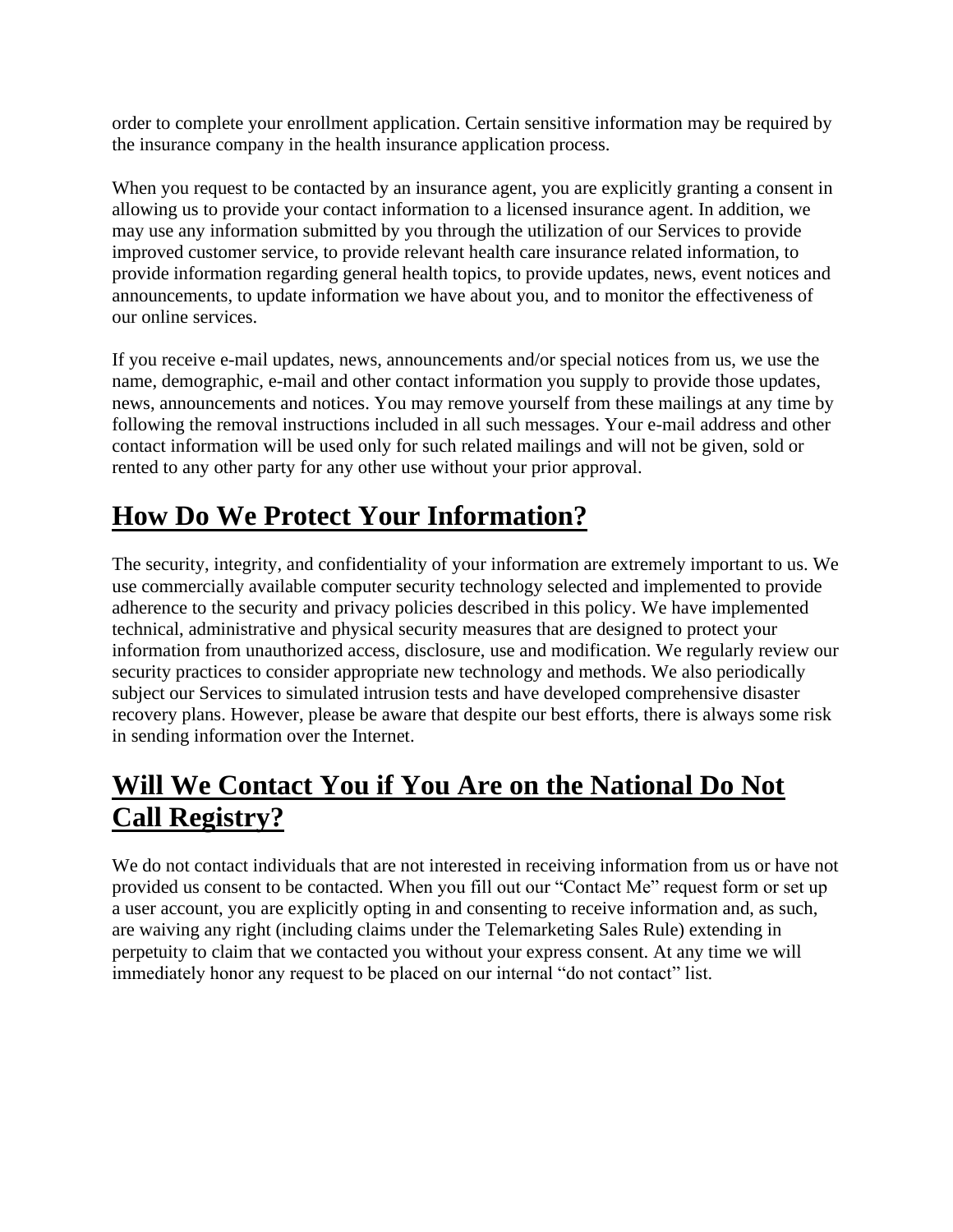order to complete your enrollment application. Certain sensitive information may be required by the insurance company in the health insurance application process.

When you request to be contacted by an insurance agent, you are explicitly granting a consent in allowing us to provide your contact information to a licensed insurance agent. In addition, we may use any information submitted by you through the utilization of our Services to provide improved customer service, to provide relevant health care insurance related information, to provide information regarding general health topics, to provide updates, news, event notices and announcements, to update information we have about you, and to monitor the effectiveness of our online services.

If you receive e-mail updates, news, announcements and/or special notices from us, we use the name, demographic, e-mail and other contact information you supply to provide those updates, news, announcements and notices. You may remove yourself from these mailings at any time by following the removal instructions included in all such messages. Your e-mail address and other contact information will be used only for such related mailings and will not be given, sold or rented to any other party for any other use without your prior approval.

## How Do We Protect Your Information?

The security, integrity, and confidentiality of your information are extremely important to us. We use commercially available computer security technology selected and implemented to provide adherence to the security and privacy policies described in this policy. We have implemented technical, administrative and physical security measures that are designed to protect your information from unauthorized access, disclosure, use and modification. We regularly review our security practices to consider appropriate new technology and methods. We also periodically subject our Services to simulated intrusion tests and have developed comprehensive disaster recovery plans. However, please be aware that despite our best efforts, there is always some risk in sending information over the Internet.

## Will We Contact You if You Are on the National Do Not Call Registry?

We do not contact individuals that are not interested in receiving information from us or have not provided us consent to be contacted. When you fill out our "Contact Me" request form or set up a user account, you are explicitly opting in and consenting to receive information and, as such, are waiving any right (including claims under the Telemarketing Sales Rule) extending in perpetuity to claim that we contacted you without your express consent. At any time we will immediately honor any request to be placed on our internal "do not contact" list.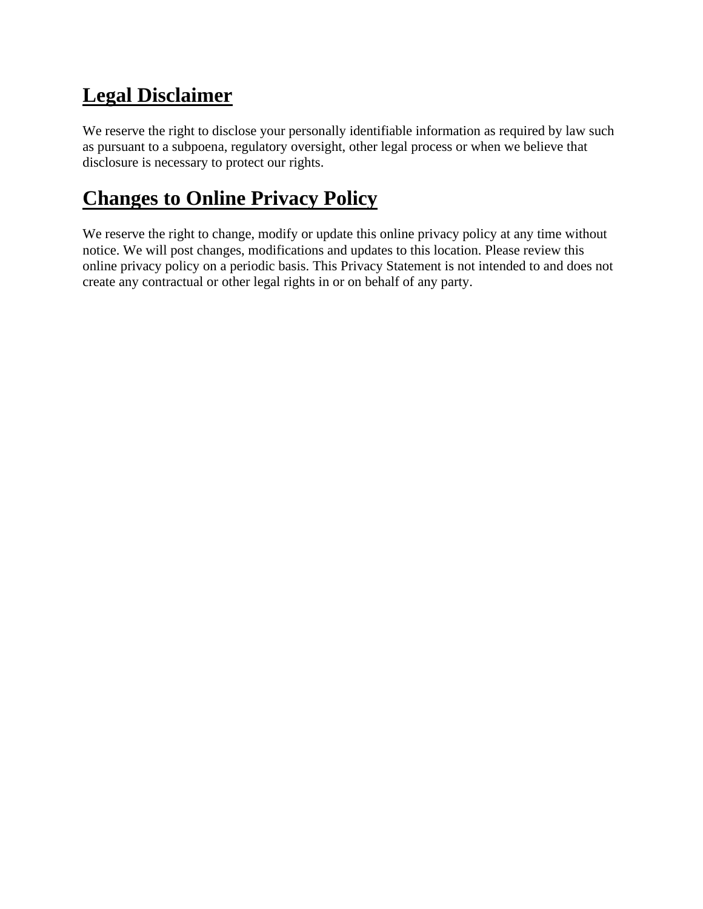## Legal Disclaimer

We reserve the right to disclose your personally identifiable information as required by law such as pursuant to a subpoena, regulatory oversight, other legal process or when we believe that disclosure is necessary to protect our rights.

## Changes to Online Privacy Policy

We reserve the right to change, modify or update this online privacy policy at any time without notice. We will post changes, modifications and updates to this location. Please review this online privacy policy on a periodic basis. This Privacy Statement is not intended to and does not create any contractual or other legal rights in or on behalf of any party.